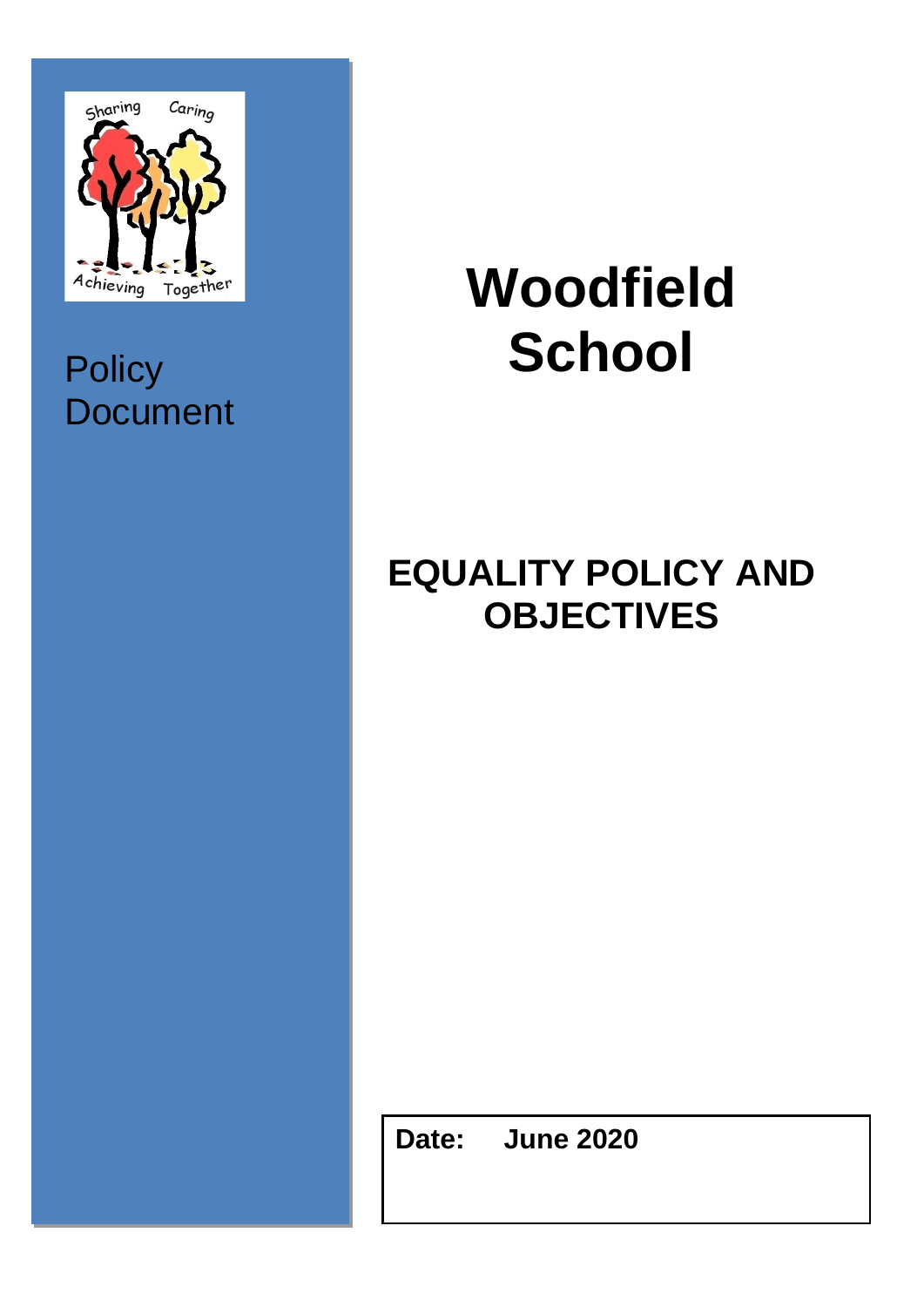Sharing Caring

Achieving Together

Policy Document

# Woodfield School

## EQUALITY POLICY AND OBJECTIVES

**Date: June 2020**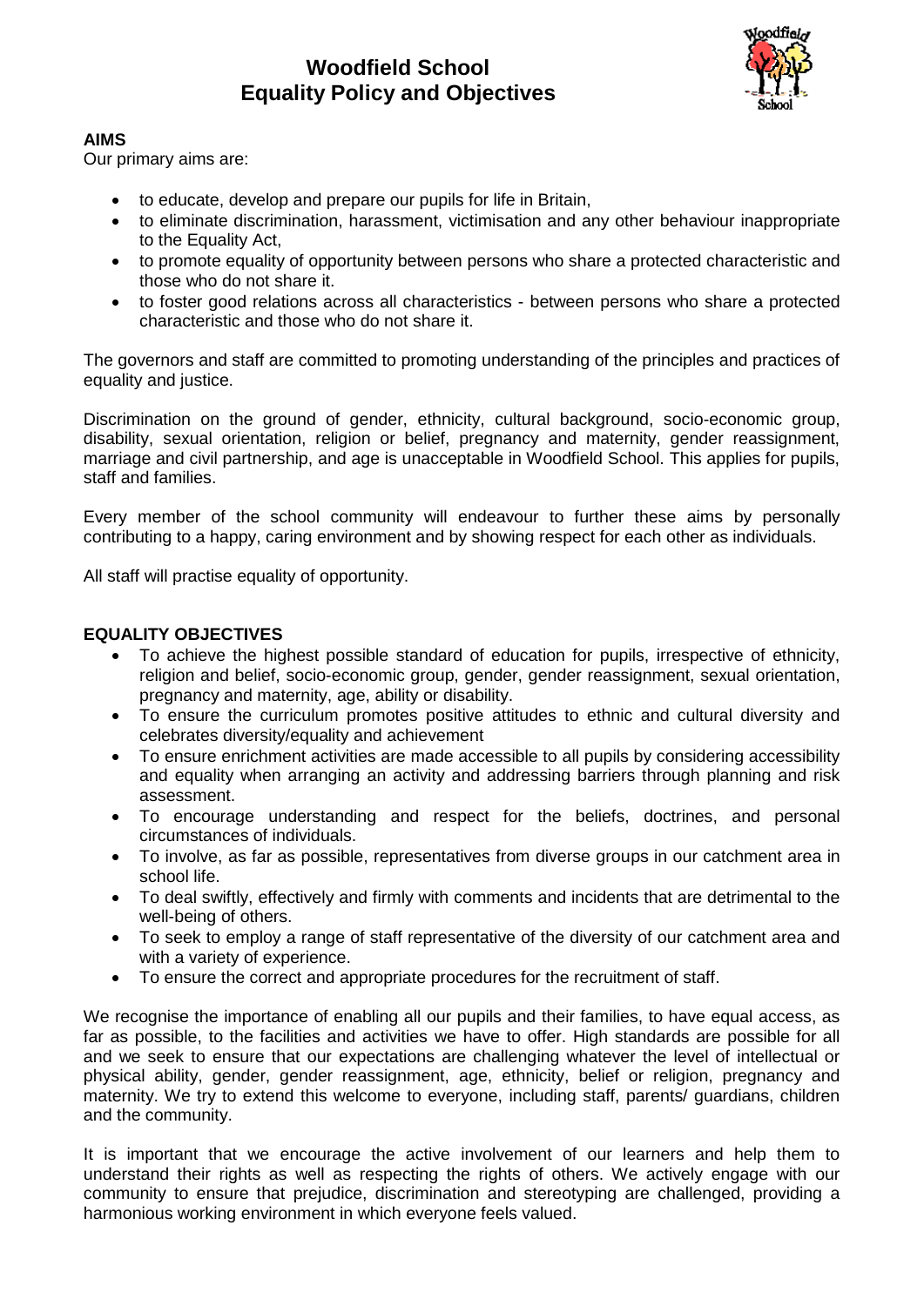# Woodfield School
# Equality Policy and Objectives

**AIMS**

Our primary aims are:

- to educate, develop and prepare our pupils for life in Britain,
- to eliminate discrimination, harassment, victimisation and any other behaviour inappropriate to the Equality Act,
- to promote equality of opportunity between persons who share a protected characteristic and those who do not share it.
- to foster good relations across all characteristics - between persons who share a protected characteristic and those who do not share it.

The governors and staff are committed to promoting understanding of the principles and practices of equality and justice.

Discrimination on the ground of gender, ethnicity, cultural background, socio-economic group, disability, sexual orientation, religion or belief, pregnancy and maternity, gender reassignment, marriage and civil partnership, and age is unacceptable in Woodfield School. This applies for pupils, staff and families.

Every member of the school community will endeavour to further these aims by personally contributing to a happy, caring environment and by showing respect for each other as individuals.

All staff will practise equality of opportunity.

**EQUALITY OBJECTIVES**

- To achieve the highest possible standard of education for pupils, irrespective of ethnicity, religion and belief, socio-economic group, gender, gender reassignment, sexual orientation, pregnancy and maternity, age, ability or disability.
- To ensure the curriculum promotes positive attitudes to ethnic and cultural diversity and celebrates diversity/equality and achievement
- To ensure enrichment activities are made accessible to all pupils by considering accessibility and equality when arranging an activity and addressing barriers through planning and risk assessment.
- To encourage understanding and respect for the beliefs, doctrines, and personal circumstances of individuals.
- To involve, as far as possible, representatives from diverse groups in our catchment area in school life.
- To deal swiftly, effectively and firmly with comments and incidents that are detrimental to the well-being of others.
- To seek to employ a range of staff representative of the diversity of our catchment area and with a variety of experience.
- To ensure the correct and appropriate procedures for the recruitment of staff.

We recognise the importance of enabling all our pupils and their families, to have equal access, as far as possible, to the facilities and activities we have to offer. High standards are possible for all and we seek to ensure that our expectations are challenging whatever the level of intellectual or physical ability, gender, gender reassignment, age, ethnicity, belief or religion, pregnancy and maternity. We try to extend this welcome to everyone, including staff, parents/ guardians, children and the community.

It is important that we encourage the active involvement of our learners and help them to understand their rights as well as respecting the rights of others. We actively engage with our community to ensure that prejudice, discrimination and stereotyping are challenged, providing a harmonious working environment in which everyone feels valued.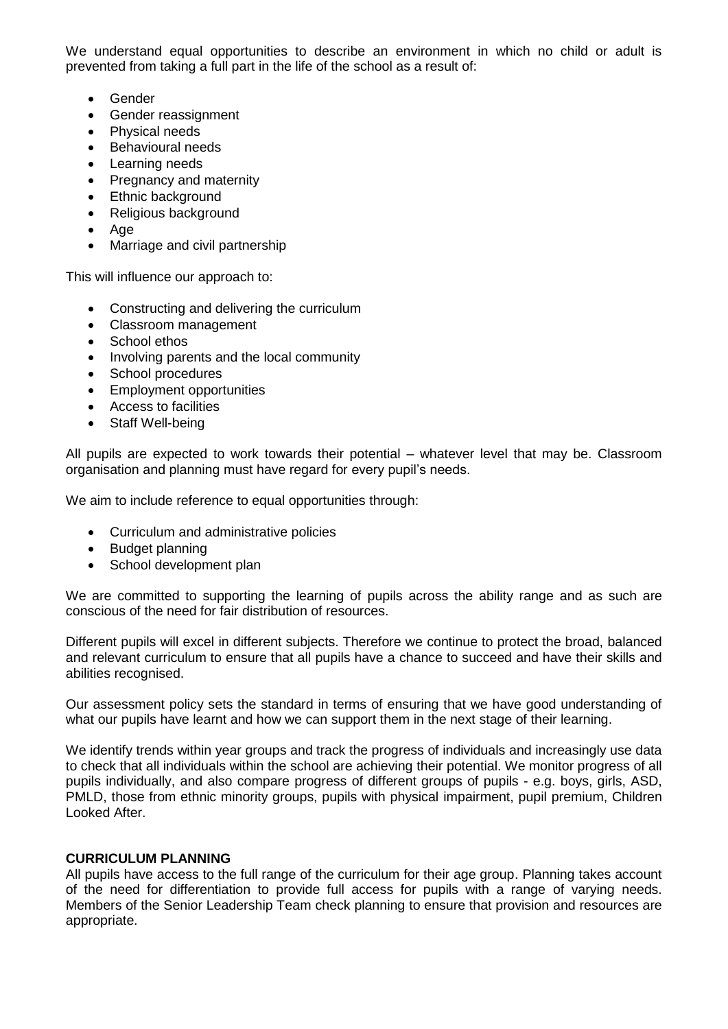We understand equal opportunities to describe an environment in which no child or adult is prevented from taking a full part in the life of the school as a result of:

- Gender
- Gender reassignment
- Physical needs
- Behavioural needs
- Learning needs
- Pregnancy and maternity
- Ethnic background
- Religious background
- Age
- Marriage and civil partnership

This will influence our approach to:

- Constructing and delivering the curriculum
- Classroom management
- School ethos
- Involving parents and the local community
- School procedures
- Employment opportunities
- Access to facilities
- Staff Well-being

All pupils are expected to work towards their potential – whatever level that may be. Classroom organisation and planning must have regard for every pupil's needs.

We aim to include reference to equal opportunities through:

- Curriculum and administrative policies
- Budget planning
- School development plan

We are committed to supporting the learning of pupils across the ability range and as such are conscious of the need for fair distribution of resources.

Different pupils will excel in different subjects. Therefore we continue to protect the broad, balanced and relevant curriculum to ensure that all pupils have a chance to succeed and have their skills and abilities recognised.

Our assessment policy sets the standard in terms of ensuring that we have good understanding of what our pupils have learnt and how we can support them in the next stage of their learning.

We identify trends within year groups and track the progress of individuals and increasingly use data to check that all individuals within the school are achieving their potential. We monitor progress of all pupils individually, and also compare progress of different groups of pupils - e.g. boys, girls, ASD, PMLD, those from ethnic minority groups, pupils with physical impairment, pupil premium, Children Looked After.

**CURRICULUM PLANNING**

All pupils have access to the full range of the curriculum for their age group. Planning takes account of the need for differentiation to provide full access for pupils with a range of varying needs. Members of the Senior Leadership Team check planning to ensure that provision and resources are appropriate.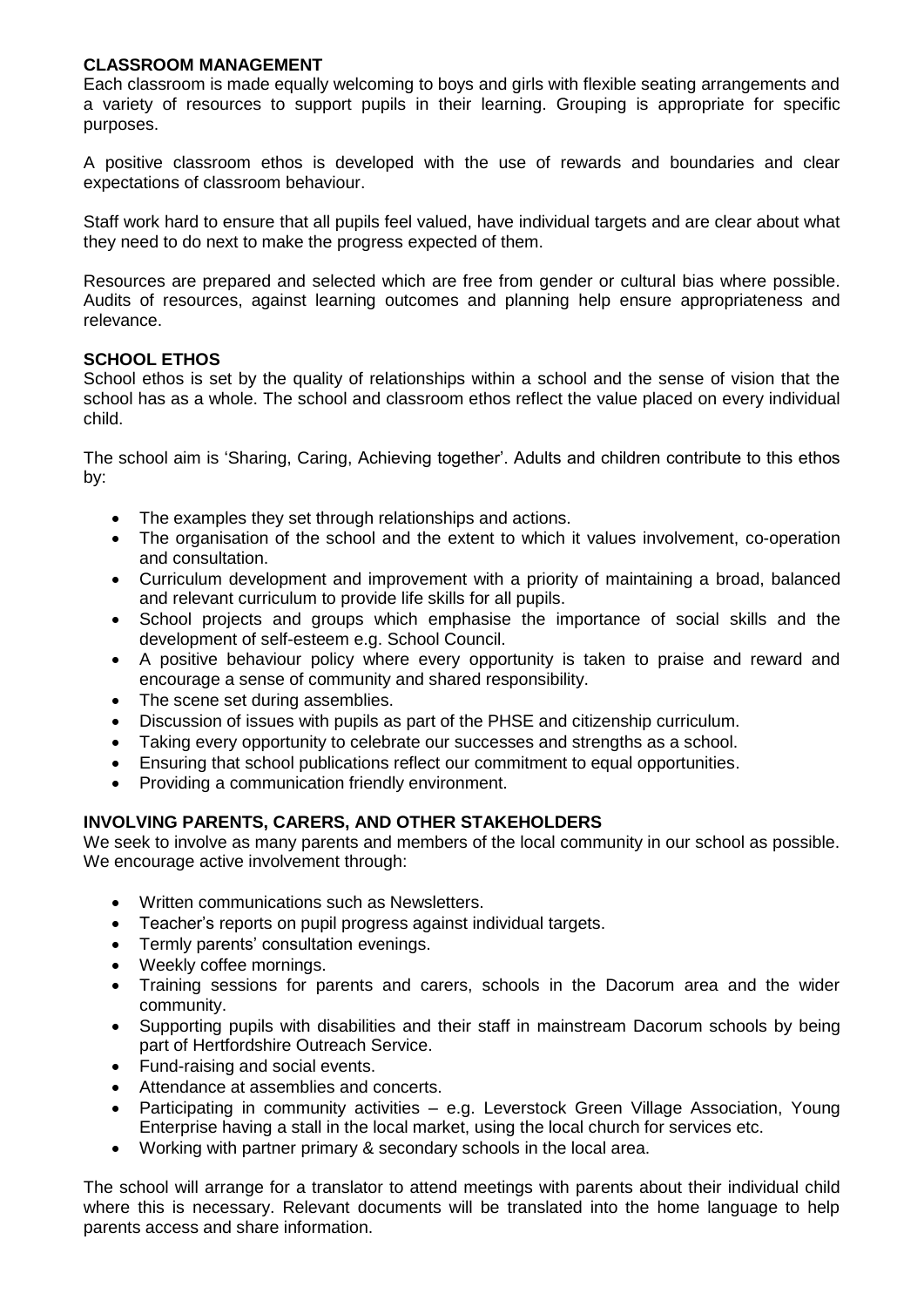## CLASSROOM MANAGEMENT

Each classroom is made equally welcoming to boys and girls with flexible seating arrangements and a variety of resources to support pupils in their learning. Grouping is appropriate for specific purposes.

A positive classroom ethos is developed with the use of rewards and boundaries and clear expectations of classroom behaviour.

Staff work hard to ensure that all pupils feel valued, have individual targets and are clear about what they need to do next to make the progress expected of them.

Resources are prepared and selected which are free from gender or cultural bias where possible. Audits of resources, against learning outcomes and planning help ensure appropriateness and relevance.

## SCHOOL ETHOS

School ethos is set by the quality of relationships within a school and the sense of vision that the school has as a whole. The school and classroom ethos reflect the value placed on every individual child.

The school aim is 'Sharing, Caring, Achieving together'. Adults and children contribute to this ethos by:

- The examples they set through relationships and actions.
- The organisation of the school and the extent to which it values involvement, co-operation and consultation.
- Curriculum development and improvement with a priority of maintaining a broad, balanced and relevant curriculum to provide life skills for all pupils.
- School projects and groups which emphasise the importance of social skills and the development of self-esteem e.g. School Council.
- A positive behaviour policy where every opportunity is taken to praise and reward and encourage a sense of community and shared responsibility.
- The scene set during assemblies.
- Discussion of issues with pupils as part of the PHSE and citizenship curriculum.
- Taking every opportunity to celebrate our successes and strengths as a school.
- Ensuring that school publications reflect our commitment to equal opportunities.
- Providing a communication friendly environment.

## INVOLVING PARENTS, CARERS, AND OTHER STAKEHOLDERS

We seek to involve as many parents and members of the local community in our school as possible. We encourage active involvement through:

- Written communications such as Newsletters.
- Teacher's reports on pupil progress against individual targets.
- Termly parents' consultation evenings.
- Weekly coffee mornings.
- Training sessions for parents and carers, schools in the Dacorum area and the wider community.
- Supporting pupils with disabilities and their staff in mainstream Dacorum schools by being part of Hertfordshire Outreach Service.
- Fund-raising and social events.
- Attendance at assemblies and concerts.
- Participating in community activities – e.g. Leverstock Green Village Association, Young Enterprise having a stall in the local market, using the local church for services etc.
- Working with partner primary & secondary schools in the local area.

The school will arrange for a translator to attend meetings with parents about their individual child where this is necessary. Relevant documents will be translated into the home language to help parents access and share information.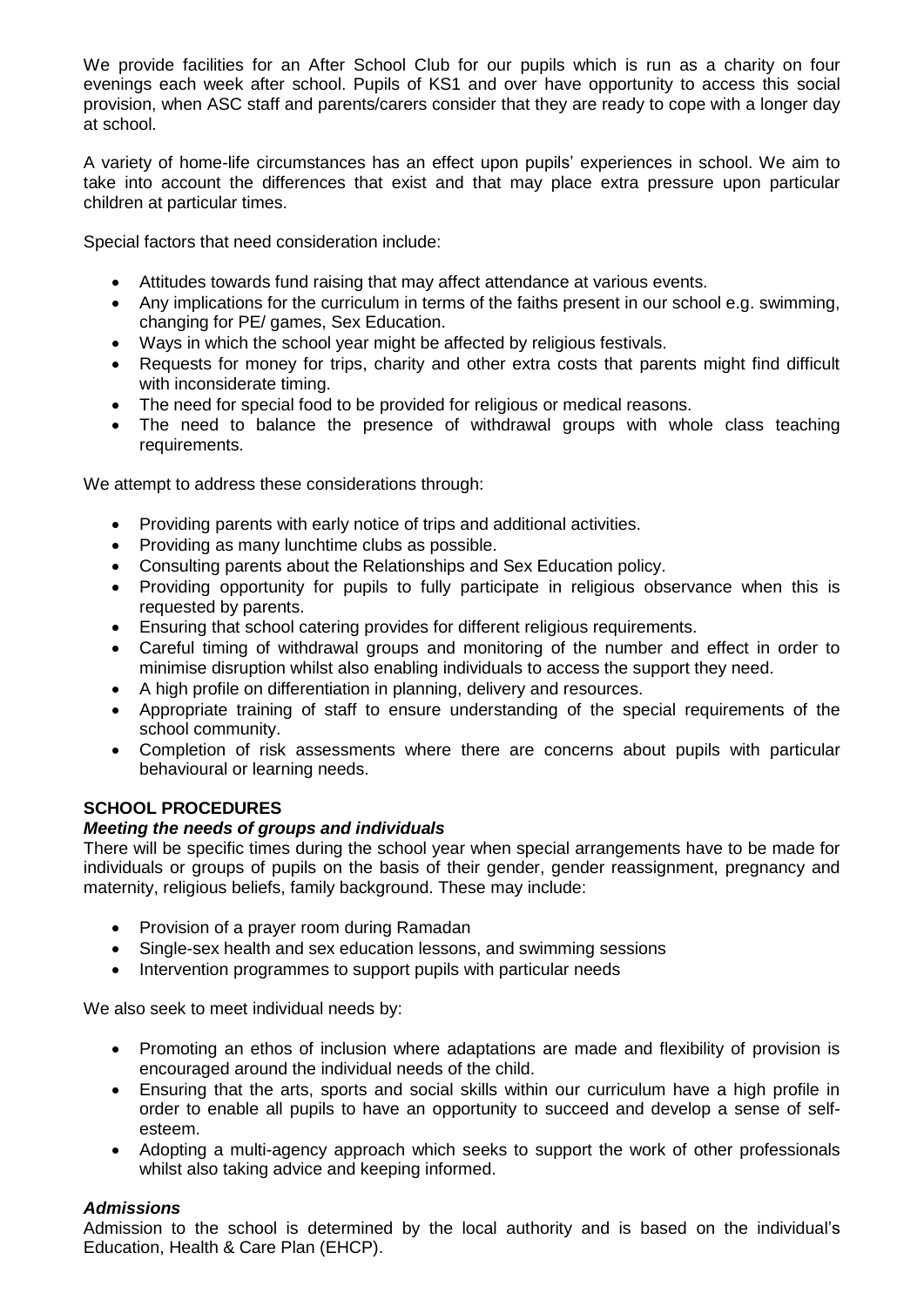We provide facilities for an After School Club for our pupils which is run as a charity on four evenings each week after school. Pupils of KS1 and over have opportunity to access this social provision, when ASC staff and parents/carers consider that they are ready to cope with a longer day at school.

A variety of home-life circumstances has an effect upon pupils' experiences in school. We aim to take into account the differences that exist and that may place extra pressure upon particular children at particular times.

Special factors that need consideration include:

- Attitudes towards fund raising that may affect attendance at various events.
- Any implications for the curriculum in terms of the faiths present in our school e.g. swimming, changing for PE/ games, Sex Education.
- Ways in which the school year might be affected by religious festivals.
- Requests for money for trips, charity and other extra costs that parents might find difficult with inconsiderate timing.
- The need for special food to be provided for religious or medical reasons.
- The need to balance the presence of withdrawal groups with whole class teaching requirements.

We attempt to address these considerations through:

- Providing parents with early notice of trips and additional activities.
- Providing as many lunchtime clubs as possible.
- Consulting parents about the Relationships and Sex Education policy.
- Providing opportunity for pupils to fully participate in religious observance when this is requested by parents.
- Ensuring that school catering provides for different religious requirements.
- Careful timing of withdrawal groups and monitoring of the number and effect in order to minimise disruption whilst also enabling individuals to access the support they need.
- A high profile on differentiation in planning, delivery and resources.
- Appropriate training of staff to ensure understanding of the special requirements of the school community.
- Completion of risk assessments where there are concerns about pupils with particular behavioural or learning needs.

## SCHOOL PROCEDURES

### *Meeting the needs of groups and individuals*

There will be specific times during the school year when special arrangements have to be made for individuals or groups of pupils on the basis of their gender, gender reassignment, pregnancy and maternity, religious beliefs, family background. These may include:

- Provision of a prayer room during Ramadan
- Single-sex health and sex education lessons, and swimming sessions
- Intervention programmes to support pupils with particular needs

We also seek to meet individual needs by:

- Promoting an ethos of inclusion where adaptations are made and flexibility of provision is encouraged around the individual needs of the child.
- Ensuring that the arts, sports and social skills within our curriculum have a high profile in order to enable all pupils to have an opportunity to succeed and develop a sense of self-esteem.
- Adopting a multi-agency approach which seeks to support the work of other professionals whilst also taking advice and keeping informed.

### *Admissions*

Admission to the school is determined by the local authority and is based on the individual's Education, Health & Care Plan (EHCP).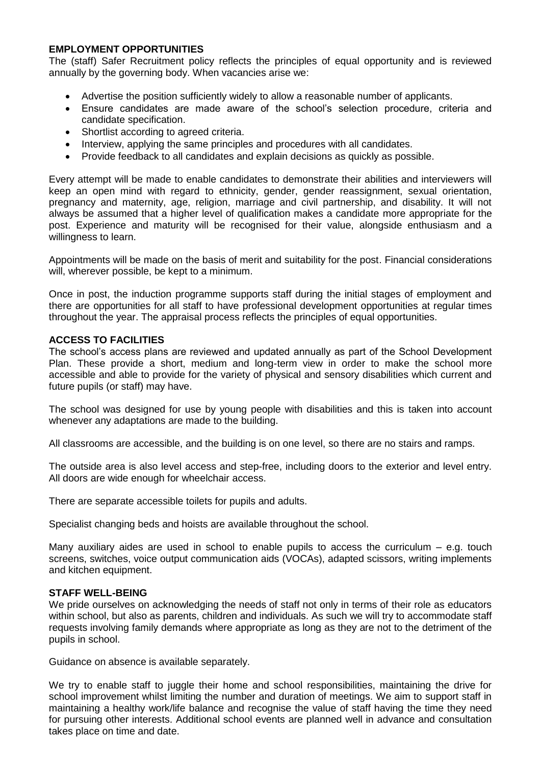## EMPLOYMENT OPPORTUNITIES

The (staff) Safer Recruitment policy reflects the principles of equal opportunity and is reviewed annually by the governing body. When vacancies arise we:

- Advertise the position sufficiently widely to allow a reasonable number of applicants.
- Ensure candidates are made aware of the school's selection procedure, criteria and candidate specification.
- Shortlist according to agreed criteria.
- Interview, applying the same principles and procedures with all candidates.
- Provide feedback to all candidates and explain decisions as quickly as possible.

Every attempt will be made to enable candidates to demonstrate their abilities and interviewers will keep an open mind with regard to ethnicity, gender, gender reassignment, sexual orientation, pregnancy and maternity, age, religion, marriage and civil partnership, and disability. It will not always be assumed that a higher level of qualification makes a candidate more appropriate for the post. Experience and maturity will be recognised for their value, alongside enthusiasm and a willingness to learn.

Appointments will be made on the basis of merit and suitability for the post. Financial considerations will, wherever possible, be kept to a minimum.

Once in post, the induction programme supports staff during the initial stages of employment and there are opportunities for all staff to have professional development opportunities at regular times throughout the year. The appraisal process reflects the principles of equal opportunities.

## ACCESS TO FACILITIES

The school's access plans are reviewed and updated annually as part of the School Development Plan. These provide a short, medium and long-term view in order to make the school more accessible and able to provide for the variety of physical and sensory disabilities which current and future pupils (or staff) may have.

The school was designed for use by young people with disabilities and this is taken into account whenever any adaptations are made to the building.

All classrooms are accessible, and the building is on one level, so there are no stairs and ramps.

The outside area is also level access and step-free, including doors to the exterior and level entry. All doors are wide enough for wheelchair access.

There are separate accessible toilets for pupils and adults.

Specialist changing beds and hoists are available throughout the school.

Many auxiliary aides are used in school to enable pupils to access the curriculum – e.g. touch screens, switches, voice output communication aids (VOCAs), adapted scissors, writing implements and kitchen equipment.

## STAFF WELL-BEING

We pride ourselves on acknowledging the needs of staff not only in terms of their role as educators within school, but also as parents, children and individuals. As such we will try to accommodate staff requests involving family demands where appropriate as long as they are not to the detriment of the pupils in school.

Guidance on absence is available separately.

We try to enable staff to juggle their home and school responsibilities, maintaining the drive for school improvement whilst limiting the number and duration of meetings. We aim to support staff in maintaining a healthy work/life balance and recognise the value of staff having the time they need for pursuing other interests. Additional school events are planned well in advance and consultation takes place on time and date.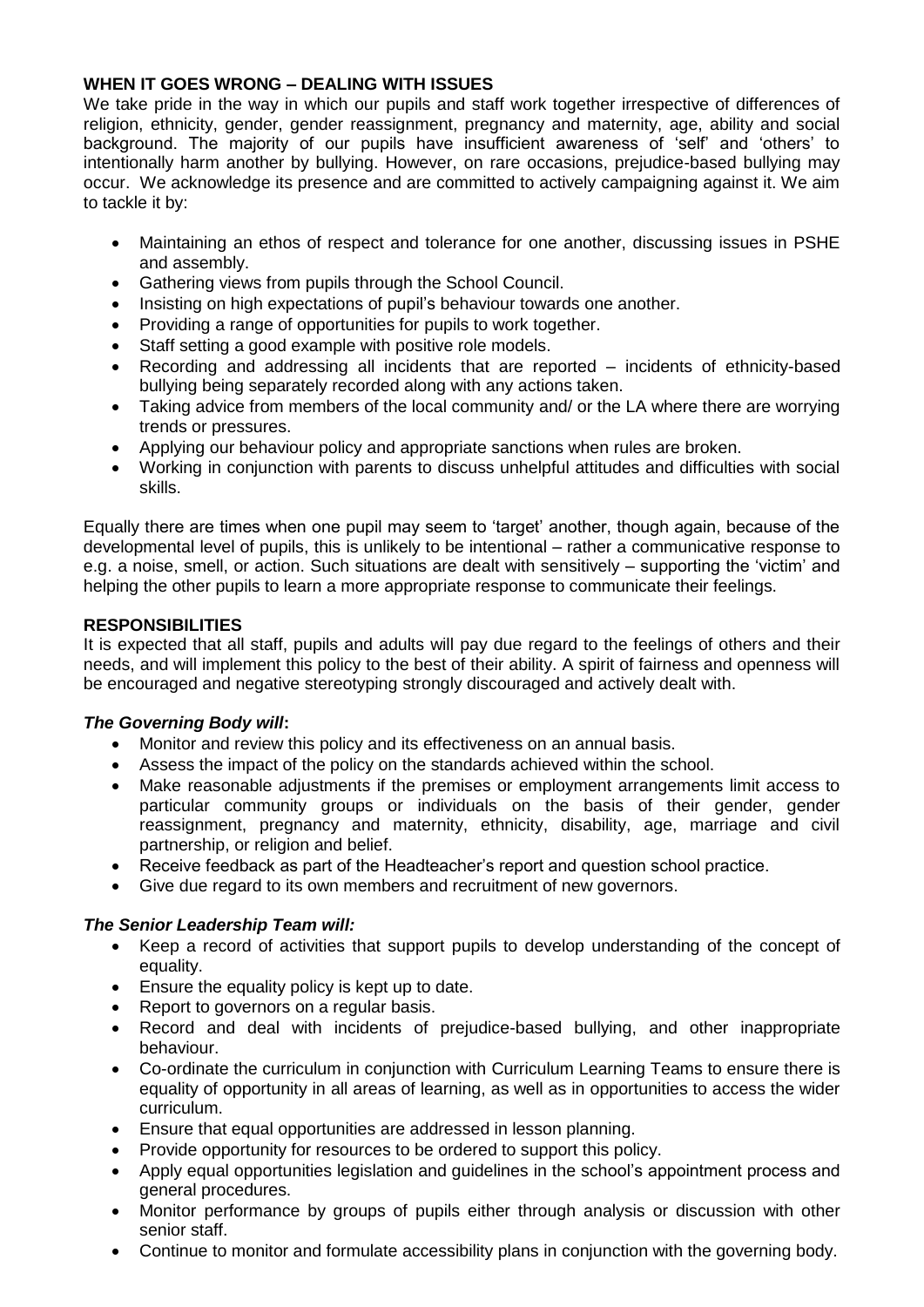**WHEN IT GOES WRONG – DEALING WITH ISSUES**

We take pride in the way in which our pupils and staff work together irrespective of differences of religion, ethnicity, gender, gender reassignment, pregnancy and maternity, age, ability and social background. The majority of our pupils have insufficient awareness of 'self' and 'others' to intentionally harm another by bullying. However, on rare occasions, prejudice-based bullying may occur. We acknowledge its presence and are committed to actively campaigning against it. We aim to tackle it by:

- Maintaining an ethos of respect and tolerance for one another, discussing issues in PSHE and assembly.
- Gathering views from pupils through the School Council.
- Insisting on high expectations of pupil's behaviour towards one another.
- Providing a range of opportunities for pupils to work together.
- Staff setting a good example with positive role models.
- Recording and addressing all incidents that are reported – incidents of ethnicity-based bullying being separately recorded along with any actions taken.
- Taking advice from members of the local community and/ or the LA where there are worrying trends or pressures.
- Applying our behaviour policy and appropriate sanctions when rules are broken.
- Working in conjunction with parents to discuss unhelpful attitudes and difficulties with social skills.

Equally there are times when one pupil may seem to 'target' another, though again, because of the developmental level of pupils, this is unlikely to be intentional – rather a communicative response to e.g. a noise, smell, or action. Such situations are dealt with sensitively – supporting the 'victim' and helping the other pupils to learn a more appropriate response to communicate their feelings.

**RESPONSIBILITIES**

It is expected that all staff, pupils and adults will pay due regard to the feelings of others and their needs, and will implement this policy to the best of their ability. A spirit of fairness and openness will be encouraged and negative stereotyping strongly discouraged and actively dealt with.

***The Governing Body will*:**

- Monitor and review this policy and its effectiveness on an annual basis.
- Assess the impact of the policy on the standards achieved within the school.
- Make reasonable adjustments if the premises or employment arrangements limit access to particular community groups or individuals on the basis of their gender, gender reassignment, pregnancy and maternity, ethnicity, disability, age, marriage and civil partnership, or religion and belief.
- Receive feedback as part of the Headteacher's report and question school practice.
- Give due regard to its own members and recruitment of new governors.

***The Senior Leadership Team will:***

- Keep a record of activities that support pupils to develop understanding of the concept of equality.
- Ensure the equality policy is kept up to date.
- Report to governors on a regular basis.
- Record and deal with incidents of prejudice-based bullying, and other inappropriate behaviour.
- Co-ordinate the curriculum in conjunction with Curriculum Learning Teams to ensure there is equality of opportunity in all areas of learning, as well as in opportunities to access the wider curriculum.
- Ensure that equal opportunities are addressed in lesson planning.
- Provide opportunity for resources to be ordered to support this policy.
- Apply equal opportunities legislation and guidelines in the school's appointment process and general procedures.
- Monitor performance by groups of pupils either through analysis or discussion with other senior staff.
- Continue to monitor and formulate accessibility plans in conjunction with the governing body.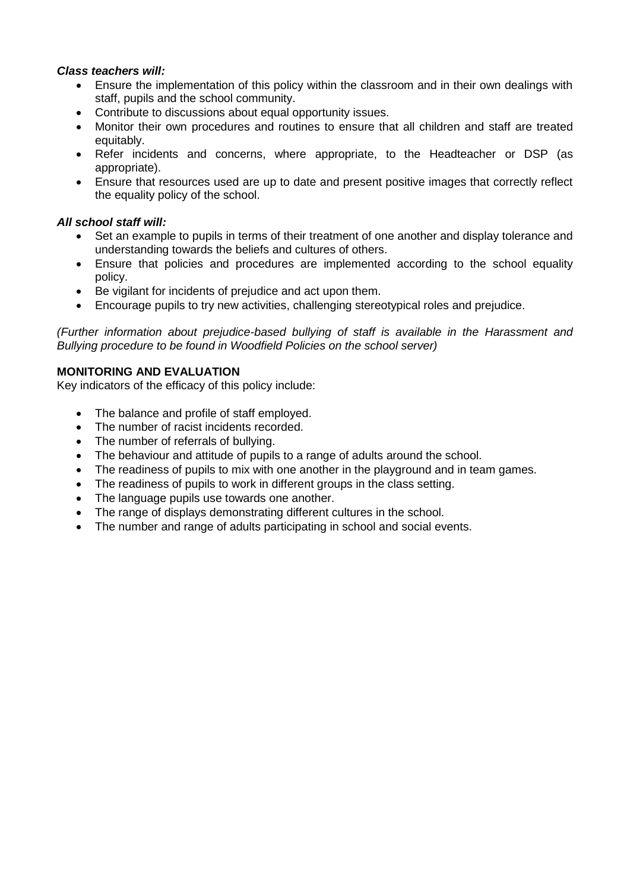***Class teachers will:***

- Ensure the implementation of this policy within the classroom and in their own dealings with staff, pupils and the school community.
- Contribute to discussions about equal opportunity issues.
- Monitor their own procedures and routines to ensure that all children and staff are treated equitably.
- Refer incidents and concerns, where appropriate, to the Headteacher or DSP (as appropriate).
- Ensure that resources used are up to date and present positive images that correctly reflect the equality policy of the school.

***All school staff will:***

- Set an example to pupils in terms of their treatment of one another and display tolerance and understanding towards the beliefs and cultures of others.
- Ensure that policies and procedures are implemented according to the school equality policy.
- Be vigilant for incidents of prejudice and act upon them.
- Encourage pupils to try new activities, challenging stereotypical roles and prejudice.

*(Further information about prejudice-based bullying of staff is available in the Harassment and Bullying procedure to be found in Woodfield Policies on the school server)*

**MONITORING AND EVALUATION**

Key indicators of the efficacy of this policy include:

- The balance and profile of staff employed.
- The number of racist incidents recorded.
- The number of referrals of bullying.
- The behaviour and attitude of pupils to a range of adults around the school.
- The readiness of pupils to mix with one another in the playground and in team games.
- The readiness of pupils to work in different groups in the class setting.
- The language pupils use towards one another.
- The range of displays demonstrating different cultures in the school.
- The number and range of adults participating in school and social events.